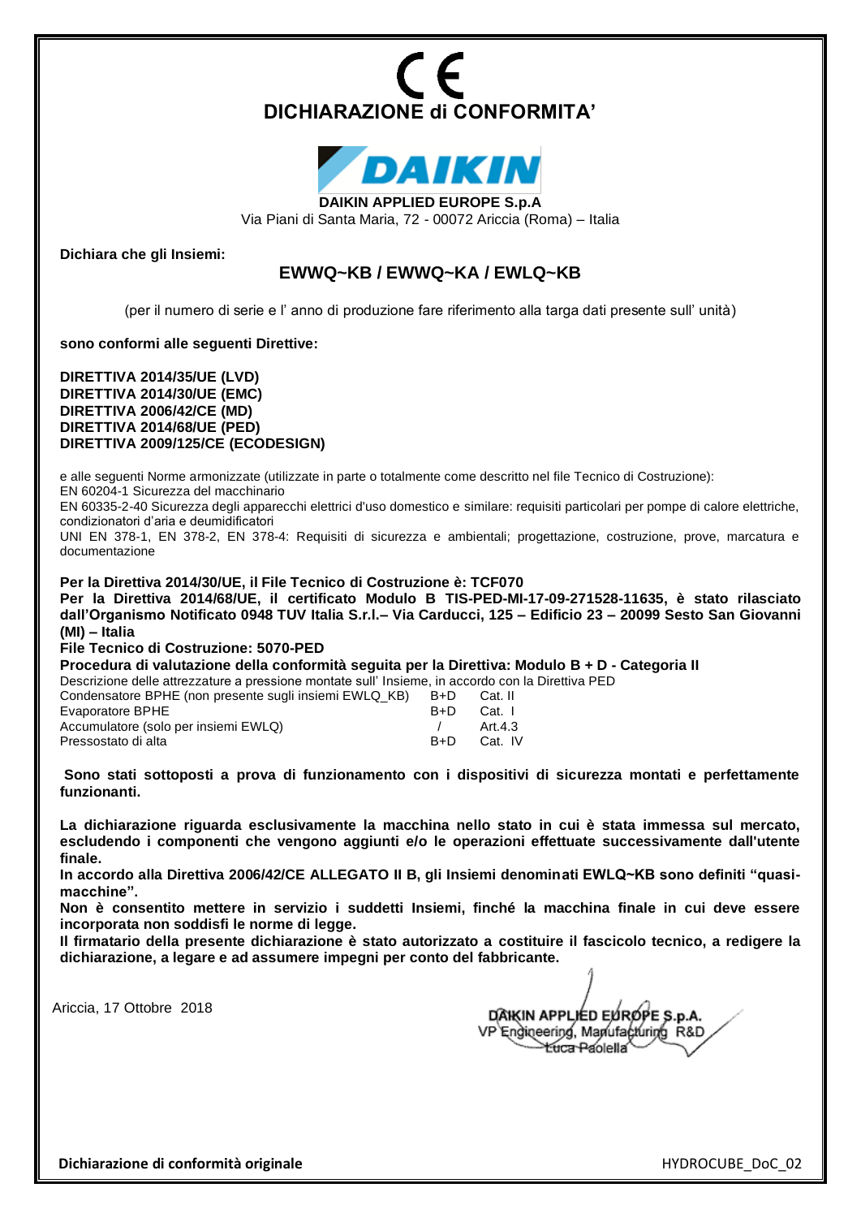# CE

# DICHIARAZIONE di CONFORMITA'

DAIKIN

**DAIKIN APPLIED EUROPE S.p.A**

Via Piani di Santa Maria, 72 - 00072 Ariccia (Roma) – Italia

**Dichiara che gli Insiemi:**

## EWWQ~KB / EWWQ~KA / EWLQ~KB

(per il numero di serie e l' anno di produzione fare riferimento alla targa dati presente sull' unità)

**sono conformi alle seguenti Direttive:**

**DIRETTIVA 2014/35/UE (LVD)**
**DIRETTIVA 2014/30/UE (EMC)**
**DIRETTIVA 2006/42/CE (MD)**
**DIRETTIVA 2014/68/UE (PED)**
**DIRETTIVA 2009/125/CE (ECODESIGN)**

e alle seguenti Norme armonizzate (utilizzate in parte o totalmente come descritto nel file Tecnico di Costruzione):
EN 60204-1 Sicurezza del macchinario
EN 60335-2-40 Sicurezza degli apparecchi elettrici d'uso domestico e similare: requisiti particolari per pompe di calore elettriche, condizionatori d'aria e deumidificatori
UNI EN 378-1, EN 378-2, EN 378-4: Requisiti di sicurezza e ambientali; progettazione, costruzione, prove, marcatura e documentazione

**Per la Direttiva 2014/30/UE, il File Tecnico di Costruzione è: TCF070**
**Per la Direttiva 2014/68/UE, il certificato Modulo B TIS-PED-MI-17-09-271528-11635, è stato rilasciato dall'Organismo Notificato 0948 TUV Italia S.r.l.– Via Carducci, 125 – Edificio 23 – 20099 Sesto San Giovanni (MI) – Italia**
**File Tecnico di Costruzione: 5070-PED**
**Procedura di valutazione della conformità seguita per la Direttiva: Modulo B + D - Categoria II**
Descrizione delle attrezzature a pressione montate sull' Insieme, in accordo con la Direttiva PED

| | | |
|---|---|---|
| Condensatore BPHE (non presente sugli insiemi EWLQ_KB) | B+D | Cat. II |
| Evaporatore BPHE | B+D | Cat. I |
| Accumulatore (solo per insiemi EWLQ) | / | Art.4.3 |
| Pressostato di alta | B+D | Cat. IV |

**Sono stati sottoposti a prova di funzionamento con i dispositivi di sicurezza montati e perfettamente funzionanti.**

**La dichiarazione riguarda esclusivamente la macchina nello stato in cui è stata immessa sul mercato, escludendo i componenti che vengono aggiunti e/o le operazioni effettuate successivamente dall'utente finale.**
**In accordo alla Direttiva 2006/42/CE ALLEGATO II B, gli Insiemi denominati EWLQ~KB sono definiti "quasi-macchine".**
**Non è consentito mettere in servizio i suddetti Insiemi, finché la macchina finale in cui deve essere incorporata non soddisfi le norme di legge.**
**Il firmatario della presente dichiarazione è stato autorizzato a costituire il fascicolo tecnico, a redigere la dichiarazione, a legare e ad assumere impegni per conto del fabbricante.**

Ariccia, 17 Ottobre 2018

DAIKIN APPLIED EUROPE S.p.A.
VP Engineering, Manufacturing R&D
Luca Paolella

**Dichiarazione di conformità originale** HYDROCUBE_DoC_02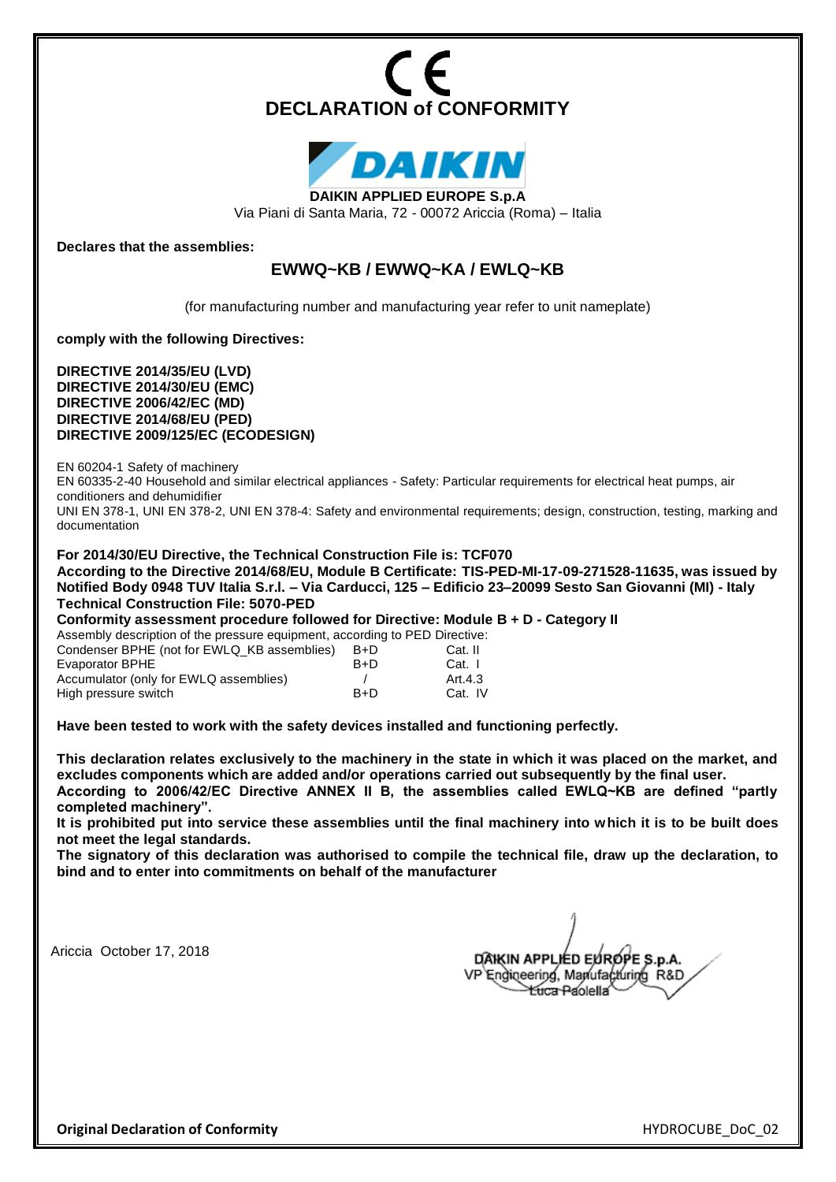CE

# DECLARATION of CONFORMITY

DAIKIN

**DAIKIN APPLIED EUROPE S.p.A**

Via Piani di Santa Maria, 72 - 00072 Ariccia (Roma) – Italia

**Declares that the assemblies:**

## EWWQ~KB / EWWQ~KA / EWLQ~KB

(for manufacturing number and manufacturing year refer to unit nameplate)

**comply with the following Directives:**

**DIRECTIVE 2014/35/EU (LVD)**
**DIRECTIVE 2014/30/EU (EMC)**
**DIRECTIVE 2006/42/EC (MD)**
**DIRECTIVE 2014/68/EU (PED)**
**DIRECTIVE 2009/125/EC (ECODESIGN)**

EN 60204-1 Safety of machinery
EN 60335-2-40 Household and similar electrical appliances - Safety: Particular requirements for electrical heat pumps, air conditioners and dehumidifier
UNI EN 378-1, UNI EN 378-2, UNI EN 378-4: Safety and environmental requirements; design, construction, testing, marking and documentation

**For 2014/30/EU Directive, the Technical Construction File is: TCF070**
**According to the Directive 2014/68/EU, Module B Certificate: TIS-PED-MI-17-09-271528-11635, was issued by Notified Body 0948 TUV Italia S.r.l. – Via Carducci, 125 – Edificio 23–20099 Sesto San Giovanni (MI) - Italy**
**Technical Construction File: 5070-PED**
**Conformity assessment procedure followed for Directive: Module B + D - Category II**

Assembly description of the pressure equipment, according to PED Directive:

| | | |
|---|---|---|
| Condenser BPHE (not for EWLQ_KB assemblies) | B+D | Cat. II |
| Evaporator BPHE | B+D | Cat. I |
| Accumulator (only for EWLQ assemblies) | / | Art.4.3 |
| High pressure switch | B+D | Cat. IV |

**Have been tested to work with the safety devices installed and functioning perfectly.**

**This declaration relates exclusively to the machinery in the state in which it was placed on the market, and excludes components which are added and/or operations carried out subsequently by the final user.**
**According to 2006/42/EC Directive ANNEX II B, the assemblies called EWLQ~KB are defined "partly completed machinery".**
**It is prohibited put into service these assemblies until the final machinery into which it is to be built does not meet the legal standards.**
**The signatory of this declaration was authorised to compile the technical file, draw up the declaration, to bind and to enter into commitments on behalf of the manufacturer**

Ariccia October 17, 2018

DAIKIN APPLIED EUROPE S.p.A.
VP Engineering, Manufacturing R&D
Luca Paolella

**Original Declaration of Conformity** HYDROCUBE_DoC_02